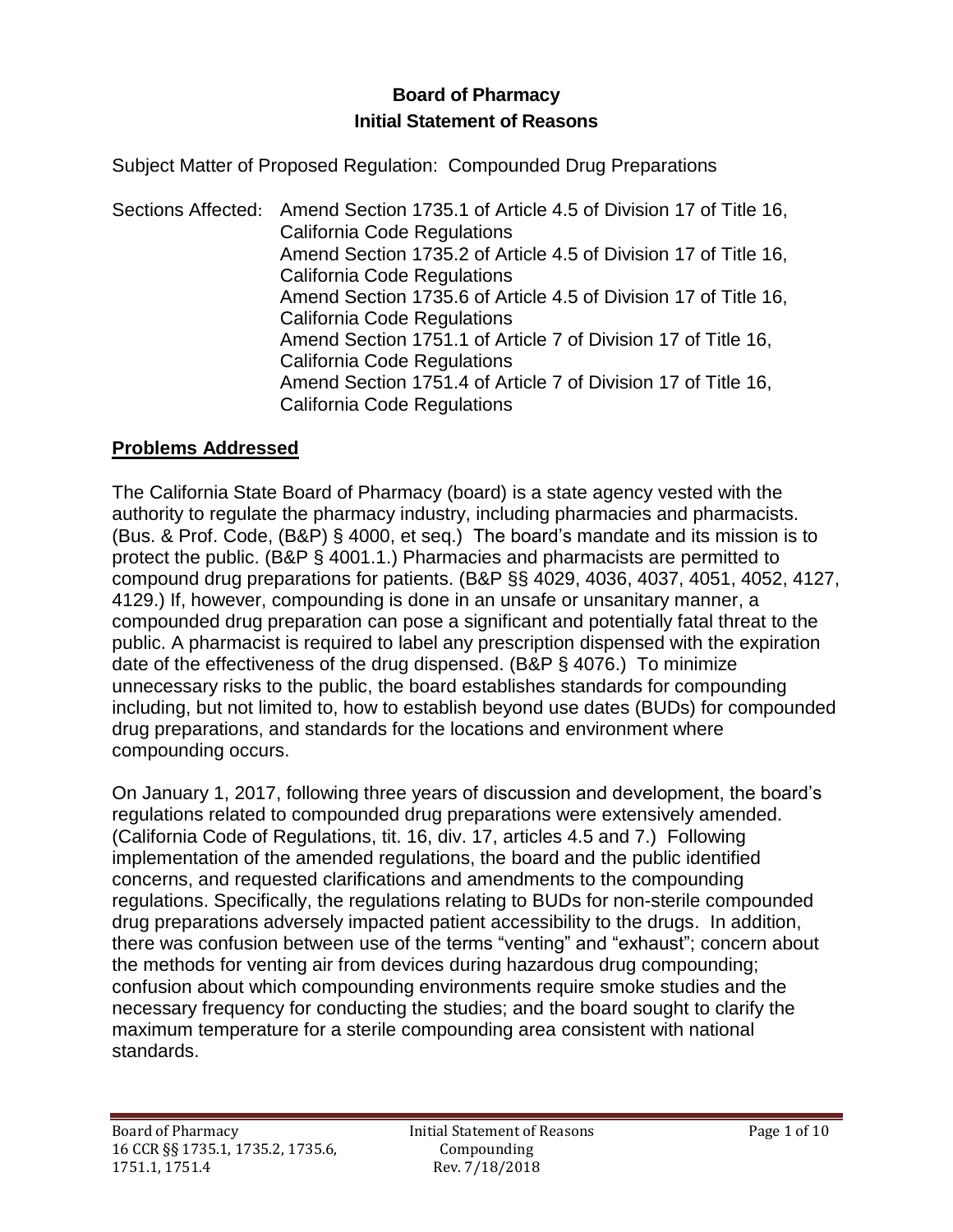# Board of Pharmacy
## Initial Statement of Reasons

Subject Matter of Proposed Regulation: Compounded Drug Preparations

Sections Affected: Amend Section 1735.1 of Article 4.5 of Division 17 of Title 16, California Code Regulations
Amend Section 1735.2 of Article 4.5 of Division 17 of Title 16, California Code Regulations
Amend Section 1735.6 of Article 4.5 of Division 17 of Title 16, California Code Regulations
Amend Section 1751.1 of Article 7 of Division 17 of Title 16, California Code Regulations
Amend Section 1751.4 of Article 7 of Division 17 of Title 16, California Code Regulations

## Problems Addressed

The California State Board of Pharmacy (board) is a state agency vested with the authority to regulate the pharmacy industry, including pharmacies and pharmacists. (Bus. & Prof. Code, (B&P) § 4000, et seq.) The board's mandate and its mission is to protect the public. (B&P § 4001.1.) Pharmacies and pharmacists are permitted to compound drug preparations for patients. (B&P §§ 4029, 4036, 4037, 4051, 4052, 4127, 4129.) If, however, compounding is done in an unsafe or unsanitary manner, a compounded drug preparation can pose a significant and potentially fatal threat to the public. A pharmacist is required to label any prescription dispensed with the expiration date of the effectiveness of the drug dispensed. (B&P § 4076.) To minimize unnecessary risks to the public, the board establishes standards for compounding including, but not limited to, how to establish beyond use dates (BUDs) for compounded drug preparations, and standards for the locations and environment where compounding occurs.

On January 1, 2017, following three years of discussion and development, the board's regulations related to compounded drug preparations were extensively amended. (California Code of Regulations, tit. 16, div. 17, articles 4.5 and 7.) Following implementation of the amended regulations, the board and the public identified concerns, and requested clarifications and amendments to the compounding regulations. Specifically, the regulations relating to BUDs for non-sterile compounded drug preparations adversely impacted patient accessibility to the drugs. In addition, there was confusion between use of the terms "venting" and "exhaust"; concern about the methods for venting air from devices during hazardous drug compounding; confusion about which compounding environments require smoke studies and the necessary frequency for conducting the studies; and the board sought to clarify the maximum temperature for a sterile compounding area consistent with national standards.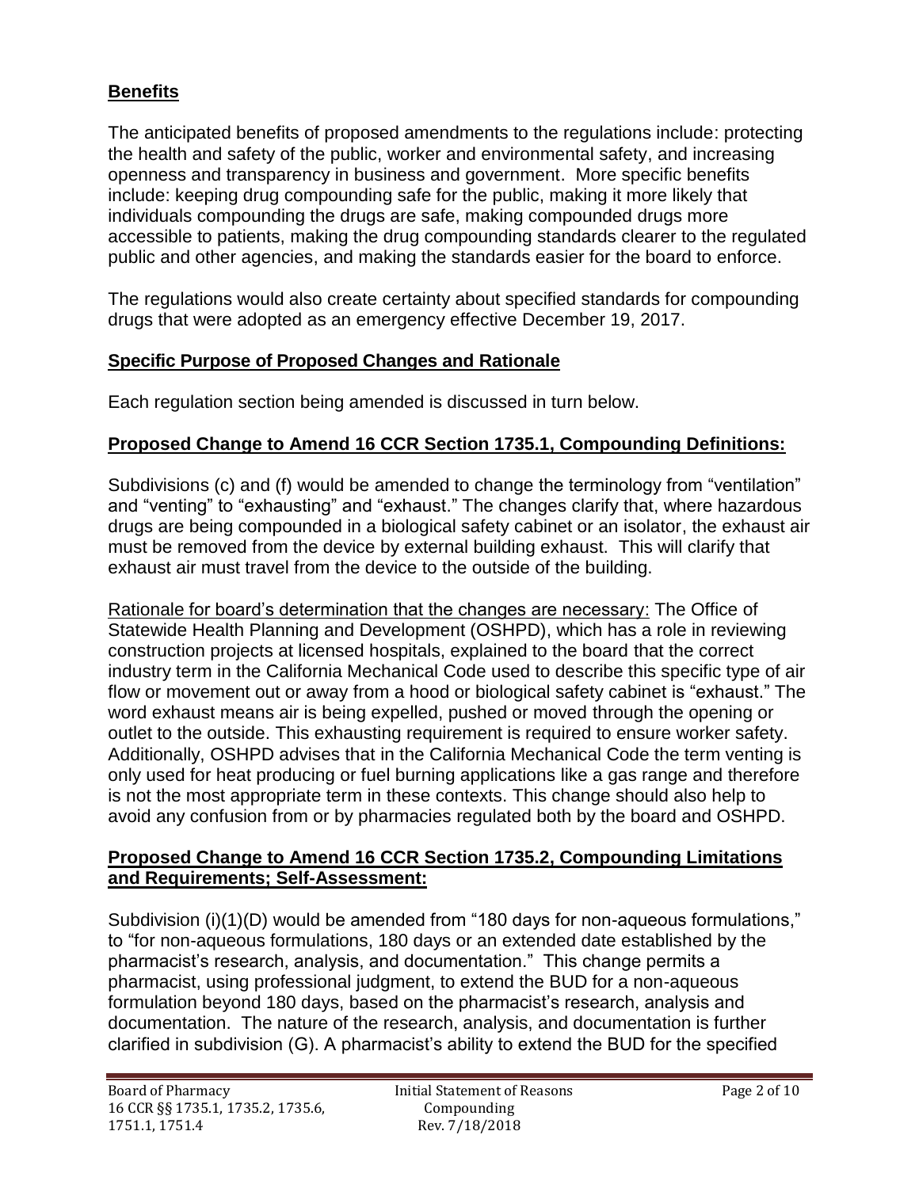## Benefits

The anticipated benefits of proposed amendments to the regulations include: protecting the health and safety of the public, worker and environmental safety, and increasing openness and transparency in business and government. More specific benefits include: keeping drug compounding safe for the public, making it more likely that individuals compounding the drugs are safe, making compounded drugs more accessible to patients, making the drug compounding standards clearer to the regulated public and other agencies, and making the standards easier for the board to enforce.

The regulations would also create certainty about specified standards for compounding drugs that were adopted as an emergency effective December 19, 2017.

## Specific Purpose of Proposed Changes and Rationale

Each regulation section being amended is discussed in turn below.

## Proposed Change to Amend 16 CCR Section 1735.1, Compounding Definitions:

Subdivisions (c) and (f) would be amended to change the terminology from "ventilation" and "venting" to "exhausting" and "exhaust." The changes clarify that, where hazardous drugs are being compounded in a biological safety cabinet or an isolator, the exhaust air must be removed from the device by external building exhaust. This will clarify that exhaust air must travel from the device to the outside of the building.

Rationale for board's determination that the changes are necessary: The Office of Statewide Health Planning and Development (OSHPD), which has a role in reviewing construction projects at licensed hospitals, explained to the board that the correct industry term in the California Mechanical Code used to describe this specific type of air flow or movement out or away from a hood or biological safety cabinet is "exhaust." The word exhaust means air is being expelled, pushed or moved through the opening or outlet to the outside. This exhausting requirement is required to ensure worker safety. Additionally, OSHPD advises that in the California Mechanical Code the term venting is only used for heat producing or fuel burning applications like a gas range and therefore is not the most appropriate term in these contexts. This change should also help to avoid any confusion from or by pharmacies regulated both by the board and OSHPD.

## Proposed Change to Amend 16 CCR Section 1735.2, Compounding Limitations and Requirements; Self-Assessment:

Subdivision (i)(1)(D) would be amended from "180 days for non-aqueous formulations," to "for non-aqueous formulations, 180 days or an extended date established by the pharmacist's research, analysis, and documentation." This change permits a pharmacist, using professional judgment, to extend the BUD for a non-aqueous formulation beyond 180 days, based on the pharmacist's research, analysis and documentation. The nature of the research, analysis, and documentation is further clarified in subdivision (G). A pharmacist's ability to extend the BUD for the specified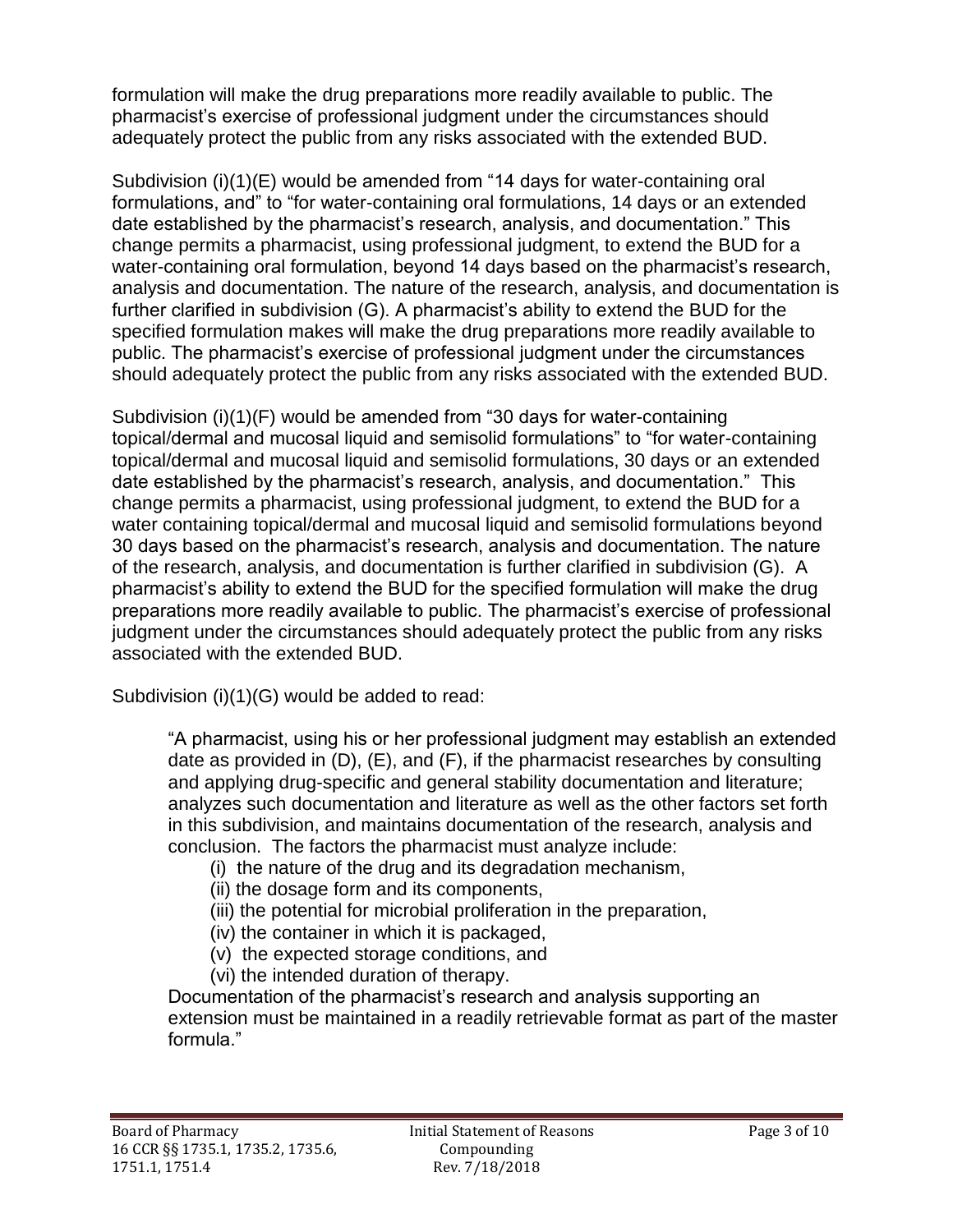formulation will make the drug preparations more readily available to public. The pharmacist's exercise of professional judgment under the circumstances should adequately protect the public from any risks associated with the extended BUD.

Subdivision (i)(1)(E) would be amended from "14 days for water-containing oral formulations, and" to "for water-containing oral formulations, 14 days or an extended date established by the pharmacist's research, analysis, and documentation." This change permits a pharmacist, using professional judgment, to extend the BUD for a water-containing oral formulation, beyond 14 days based on the pharmacist's research, analysis and documentation. The nature of the research, analysis, and documentation is further clarified in subdivision (G). A pharmacist's ability to extend the BUD for the specified formulation makes will make the drug preparations more readily available to public. The pharmacist's exercise of professional judgment under the circumstances should adequately protect the public from any risks associated with the extended BUD.

Subdivision (i)(1)(F) would be amended from "30 days for water-containing topical/dermal and mucosal liquid and semisolid formulations" to "for water-containing topical/dermal and mucosal liquid and semisolid formulations, 30 days or an extended date established by the pharmacist's research, analysis, and documentation." This change permits a pharmacist, using professional judgment, to extend the BUD for a water containing topical/dermal and mucosal liquid and semisolid formulations beyond 30 days based on the pharmacist's research, analysis and documentation. The nature of the research, analysis, and documentation is further clarified in subdivision (G). A pharmacist's ability to extend the BUD for the specified formulation will make the drug preparations more readily available to public. The pharmacist's exercise of professional judgment under the circumstances should adequately protect the public from any risks associated with the extended BUD.

Subdivision (i)(1)(G) would be added to read:

> "A pharmacist, using his or her professional judgment may establish an extended date as provided in (D), (E), and (F), if the pharmacist researches by consulting and applying drug-specific and general stability documentation and literature; analyzes such documentation and literature as well as the other factors set forth in this subdivision, and maintains documentation of the research, analysis and conclusion. The factors the pharmacist must analyze include:
>
> (i) the nature of the drug and its degradation mechanism,
> (ii) the dosage form and its components,
> (iii) the potential for microbial proliferation in the preparation,
> (iv) the container in which it is packaged,
> (v) the expected storage conditions, and
> (vi) the intended duration of therapy.
>
> Documentation of the pharmacist's research and analysis supporting an extension must be maintained in a readily retrievable format as part of the master formula."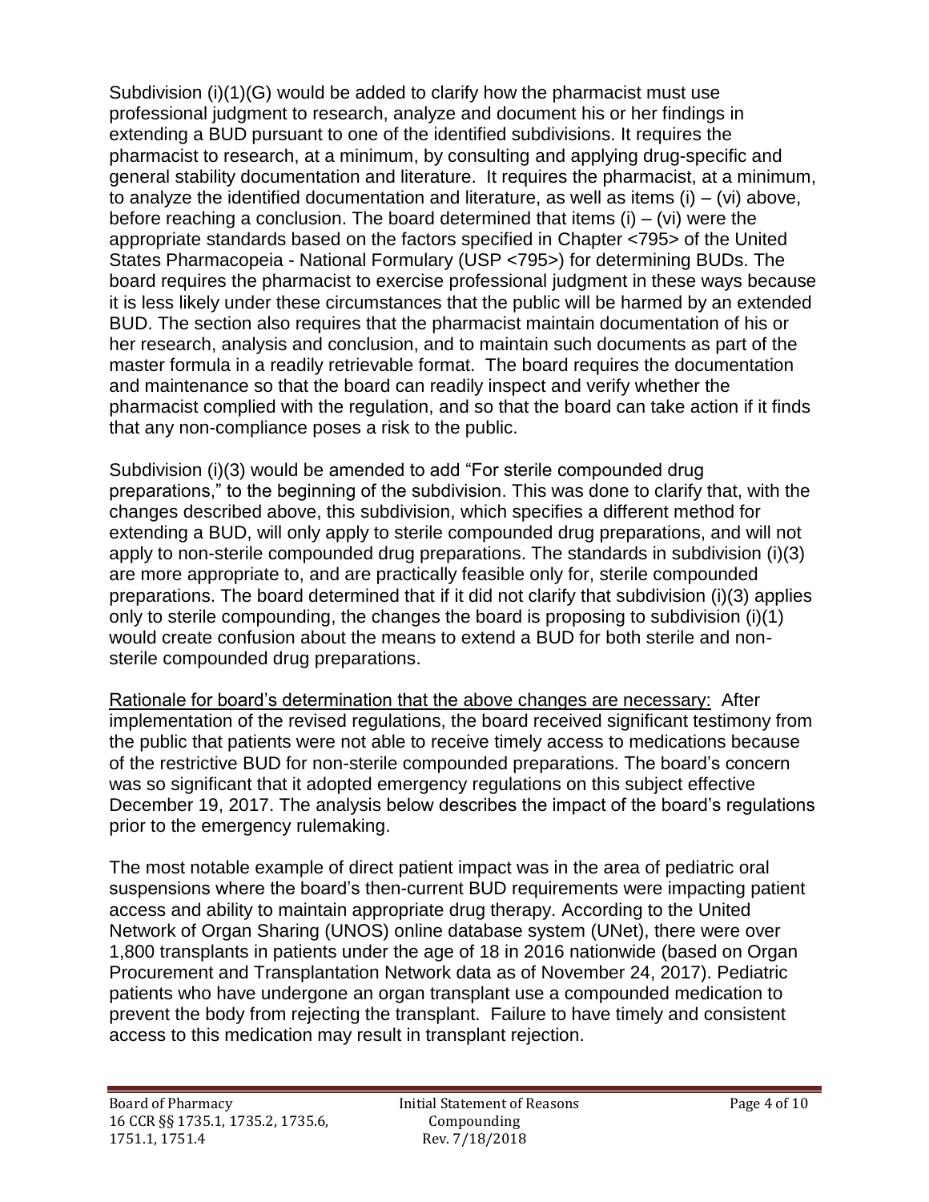Subdivision (i)(1)(G) would be added to clarify how the pharmacist must use professional judgment to research, analyze and document his or her findings in extending a BUD pursuant to one of the identified subdivisions. It requires the pharmacist to research, at a minimum, by consulting and applying drug-specific and general stability documentation and literature. It requires the pharmacist, at a minimum, to analyze the identified documentation and literature, as well as items (i) – (vi) above, before reaching a conclusion. The board determined that items (i) – (vi) were the appropriate standards based on the factors specified in Chapter <795> of the United States Pharmacopeia - National Formulary (USP <795>) for determining BUDs. The board requires the pharmacist to exercise professional judgment in these ways because it is less likely under these circumstances that the public will be harmed by an extended BUD. The section also requires that the pharmacist maintain documentation of his or her research, analysis and conclusion, and to maintain such documents as part of the master formula in a readily retrievable format. The board requires the documentation and maintenance so that the board can readily inspect and verify whether the pharmacist complied with the regulation, and so that the board can take action if it finds that any non-compliance poses a risk to the public.

Subdivision (i)(3) would be amended to add "For sterile compounded drug preparations," to the beginning of the subdivision. This was done to clarify that, with the changes described above, this subdivision, which specifies a different method for extending a BUD, will only apply to sterile compounded drug preparations, and will not apply to non-sterile compounded drug preparations. The standards in subdivision (i)(3) are more appropriate to, and are practically feasible only for, sterile compounded preparations. The board determined that if it did not clarify that subdivision (i)(3) applies only to sterile compounding, the changes the board is proposing to subdivision (i)(1) would create confusion about the means to extend a BUD for both sterile and non-sterile compounded drug preparations.

Rationale for board's determination that the above changes are necessary: After implementation of the revised regulations, the board received significant testimony from the public that patients were not able to receive timely access to medications because of the restrictive BUD for non-sterile compounded preparations. The board's concern was so significant that it adopted emergency regulations on this subject effective December 19, 2017. The analysis below describes the impact of the board's regulations prior to the emergency rulemaking.

The most notable example of direct patient impact was in the area of pediatric oral suspensions where the board's then-current BUD requirements were impacting patient access and ability to maintain appropriate drug therapy. According to the United Network of Organ Sharing (UNOS) online database system (UNet), there were over 1,800 transplants in patients under the age of 18 in 2016 nationwide (based on Organ Procurement and Transplantation Network data as of November 24, 2017). Pediatric patients who have undergone an organ transplant use a compounded medication to prevent the body from rejecting the transplant. Failure to have timely and consistent access to this medication may result in transplant rejection.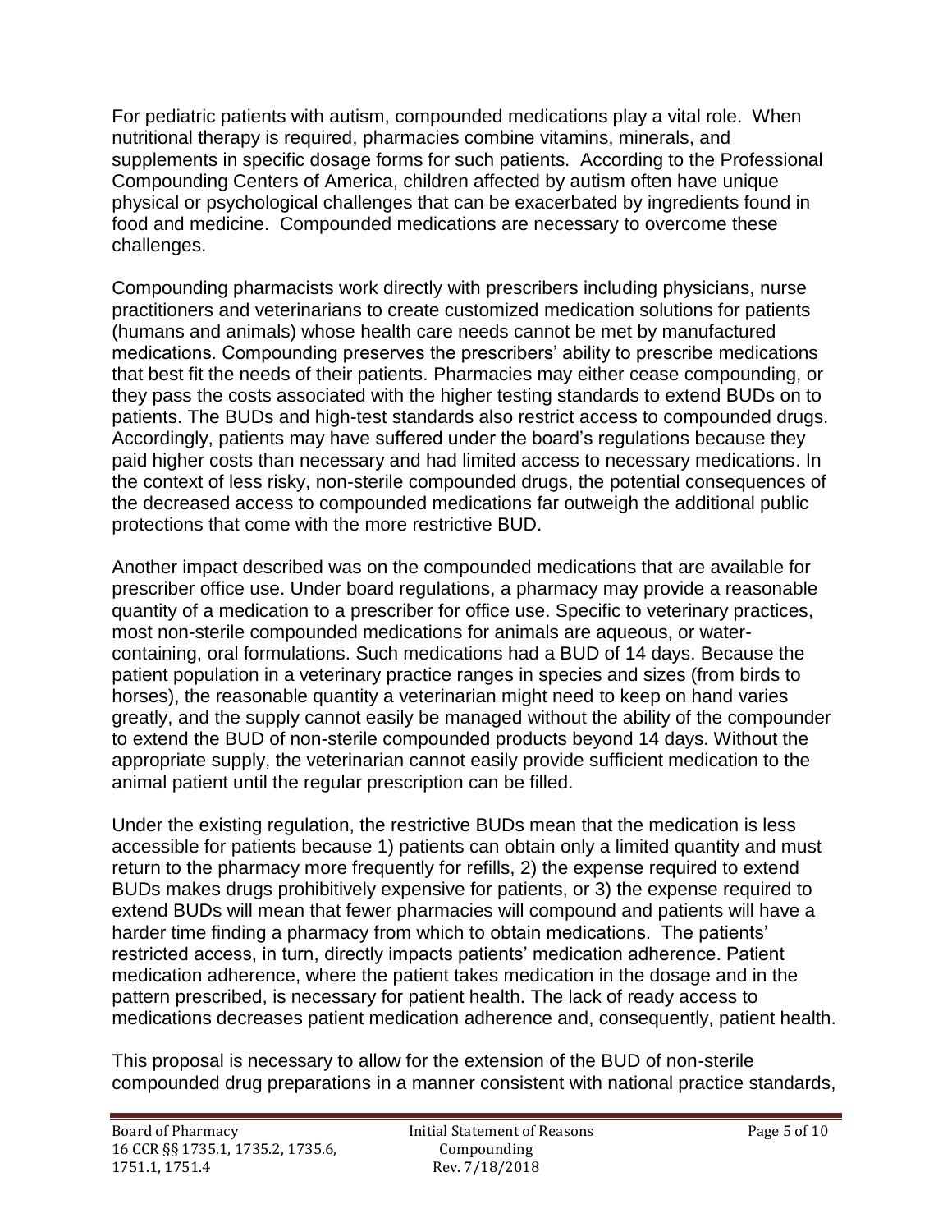For pediatric patients with autism, compounded medications play a vital role. When nutritional therapy is required, pharmacies combine vitamins, minerals, and supplements in specific dosage forms for such patients. According to the Professional Compounding Centers of America, children affected by autism often have unique physical or psychological challenges that can be exacerbated by ingredients found in food and medicine. Compounded medications are necessary to overcome these challenges.

Compounding pharmacists work directly with prescribers including physicians, nurse practitioners and veterinarians to create customized medication solutions for patients (humans and animals) whose health care needs cannot be met by manufactured medications. Compounding preserves the prescribers' ability to prescribe medications that best fit the needs of their patients. Pharmacies may either cease compounding, or they pass the costs associated with the higher testing standards to extend BUDs on to patients. The BUDs and high-test standards also restrict access to compounded drugs. Accordingly, patients may have suffered under the board's regulations because they paid higher costs than necessary and had limited access to necessary medications. In the context of less risky, non-sterile compounded drugs, the potential consequences of the decreased access to compounded medications far outweigh the additional public protections that come with the more restrictive BUD.

Another impact described was on the compounded medications that are available for prescriber office use. Under board regulations, a pharmacy may provide a reasonable quantity of a medication to a prescriber for office use. Specific to veterinary practices, most non-sterile compounded medications for animals are aqueous, or water-containing, oral formulations. Such medications had a BUD of 14 days. Because the patient population in a veterinary practice ranges in species and sizes (from birds to horses), the reasonable quantity a veterinarian might need to keep on hand varies greatly, and the supply cannot easily be managed without the ability of the compounder to extend the BUD of non-sterile compounded products beyond 14 days. Without the appropriate supply, the veterinarian cannot easily provide sufficient medication to the animal patient until the regular prescription can be filled.

Under the existing regulation, the restrictive BUDs mean that the medication is less accessible for patients because 1) patients can obtain only a limited quantity and must return to the pharmacy more frequently for refills, 2) the expense required to extend BUDs makes drugs prohibitively expensive for patients, or 3) the expense required to extend BUDs will mean that fewer pharmacies will compound and patients will have a harder time finding a pharmacy from which to obtain medications. The patients' restricted access, in turn, directly impacts patients' medication adherence. Patient medication adherence, where the patient takes medication in the dosage and in the pattern prescribed, is necessary for patient health. The lack of ready access to medications decreases patient medication adherence and, consequently, patient health.

This proposal is necessary to allow for the extension of the BUD of non-sterile compounded drug preparations in a manner consistent with national practice standards,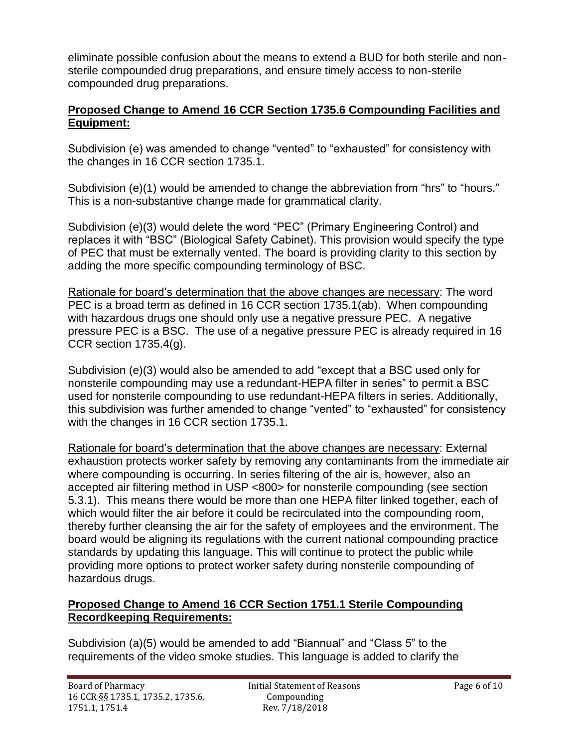eliminate possible confusion about the means to extend a BUD for both sterile and non-sterile compounded drug preparations, and ensure timely access to non-sterile compounded drug preparations.

**Proposed Change to Amend 16 CCR Section 1735.6 Compounding Facilities and Equipment:**

Subdivision (e) was amended to change "vented" to "exhausted" for consistency with the changes in 16 CCR section 1735.1.

Subdivision (e)(1) would be amended to change the abbreviation from "hrs" to "hours." This is a non-substantive change made for grammatical clarity.

Subdivision (e)(3) would delete the word "PEC" (Primary Engineering Control) and replaces it with "BSC" (Biological Safety Cabinet). This provision would specify the type of PEC that must be externally vented. The board is providing clarity to this section by adding the more specific compounding terminology of BSC.

Rationale for board's determination that the above changes are necessary: The word PEC is a broad term as defined in 16 CCR section 1735.1(ab). When compounding with hazardous drugs one should only use a negative pressure PEC. A negative pressure PEC is a BSC. The use of a negative pressure PEC is already required in 16 CCR section 1735.4(g).

Subdivision (e)(3) would also be amended to add "except that a BSC used only for nonsterile compounding may use a redundant-HEPA filter in series" to permit a BSC used for nonsterile compounding to use redundant-HEPA filters in series. Additionally, this subdivision was further amended to change "vented" to "exhausted" for consistency with the changes in 16 CCR section 1735.1.

Rationale for board's determination that the above changes are necessary: External exhaustion protects worker safety by removing any contaminants from the immediate air where compounding is occurring. In series filtering of the air is, however, also an accepted air filtering method in USP <800> for nonsterile compounding (see section 5.3.1). This means there would be more than one HEPA filter linked together, each of which would filter the air before it could be recirculated into the compounding room, thereby further cleansing the air for the safety of employees and the environment. The board would be aligning its regulations with the current national compounding practice standards by updating this language. This will continue to protect the public while providing more options to protect worker safety during nonsterile compounding of hazardous drugs.

**Proposed Change to Amend 16 CCR Section 1751.1 Sterile Compounding Recordkeeping Requirements:**

Subdivision (a)(5) would be amended to add "Biannual" and "Class 5" to the requirements of the video smoke studies. This language is added to clarify the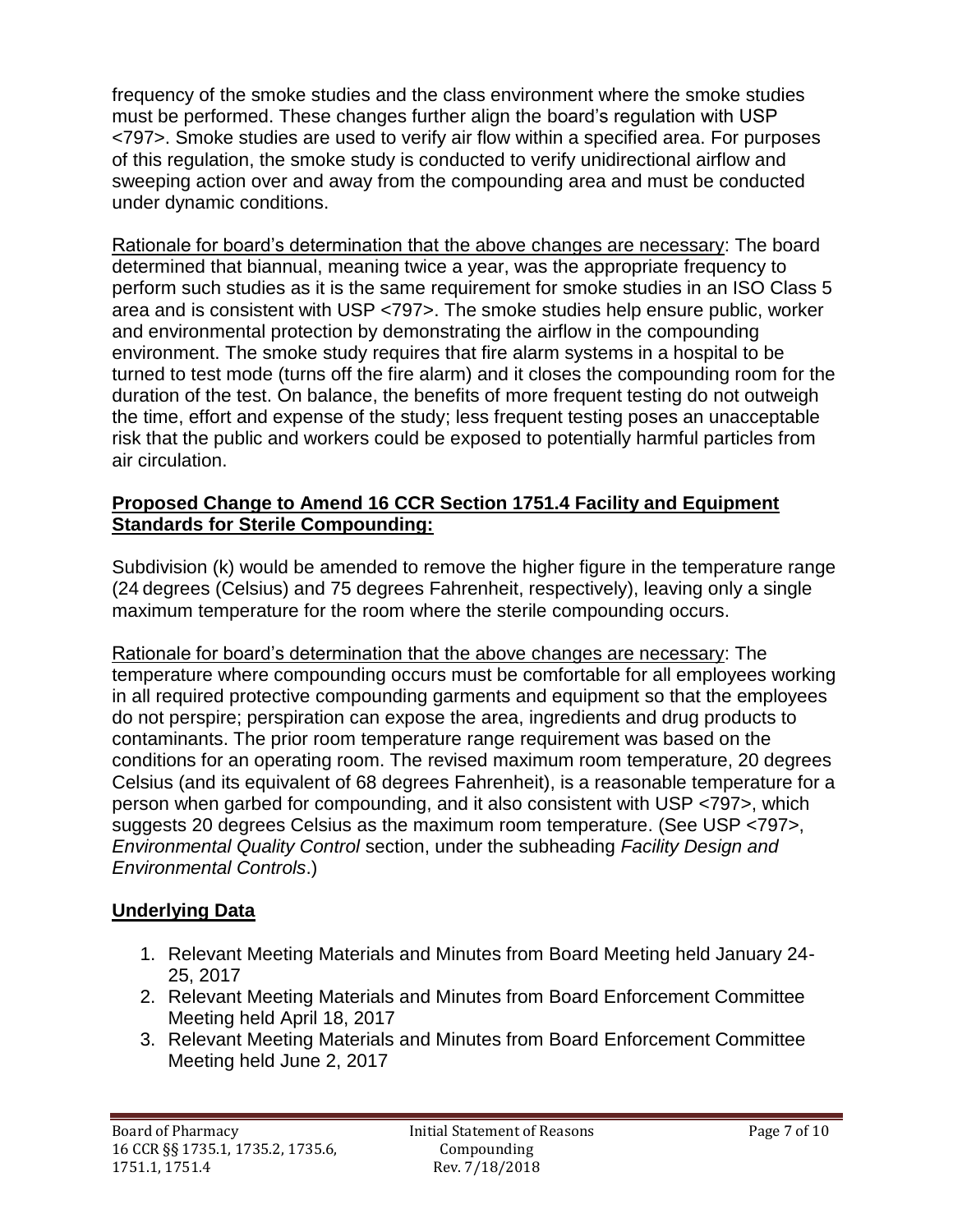frequency of the smoke studies and the class environment where the smoke studies must be performed. These changes further align the board's regulation with USP <797>. Smoke studies are used to verify air flow within a specified area. For purposes of this regulation, the smoke study is conducted to verify unidirectional airflow and sweeping action over and away from the compounding area and must be conducted under dynamic conditions.

Rationale for board's determination that the above changes are necessary: The board determined that biannual, meaning twice a year, was the appropriate frequency to perform such studies as it is the same requirement for smoke studies in an ISO Class 5 area and is consistent with USP <797>. The smoke studies help ensure public, worker and environmental protection by demonstrating the airflow in the compounding environment. The smoke study requires that fire alarm systems in a hospital to be turned to test mode (turns off the fire alarm) and it closes the compounding room for the duration of the test. On balance, the benefits of more frequent testing do not outweigh the time, effort and expense of the study; less frequent testing poses an unacceptable risk that the public and workers could be exposed to potentially harmful particles from air circulation.

**Proposed Change to Amend 16 CCR Section 1751.4 Facility and Equipment Standards for Sterile Compounding:**

Subdivision (k) would be amended to remove the higher figure in the temperature range (24 degrees (Celsius) and 75 degrees Fahrenheit, respectively), leaving only a single maximum temperature for the room where the sterile compounding occurs.

Rationale for board's determination that the above changes are necessary: The temperature where compounding occurs must be comfortable for all employees working in all required protective compounding garments and equipment so that the employees do not perspire; perspiration can expose the area, ingredients and drug products to contaminants. The prior room temperature range requirement was based on the conditions for an operating room. The revised maximum room temperature, 20 degrees Celsius (and its equivalent of 68 degrees Fahrenheit), is a reasonable temperature for a person when garbed for compounding, and it also consistent with USP <797>, which suggests 20 degrees Celsius as the maximum room temperature. (See USP <797>, *Environmental Quality Control* section, under the subheading *Facility Design and Environmental Controls*.)

**Underlying Data**

1. Relevant Meeting Materials and Minutes from Board Meeting held January 24-25, 2017
2. Relevant Meeting Materials and Minutes from Board Enforcement Committee Meeting held April 18, 2017
3. Relevant Meeting Materials and Minutes from Board Enforcement Committee Meeting held June 2, 2017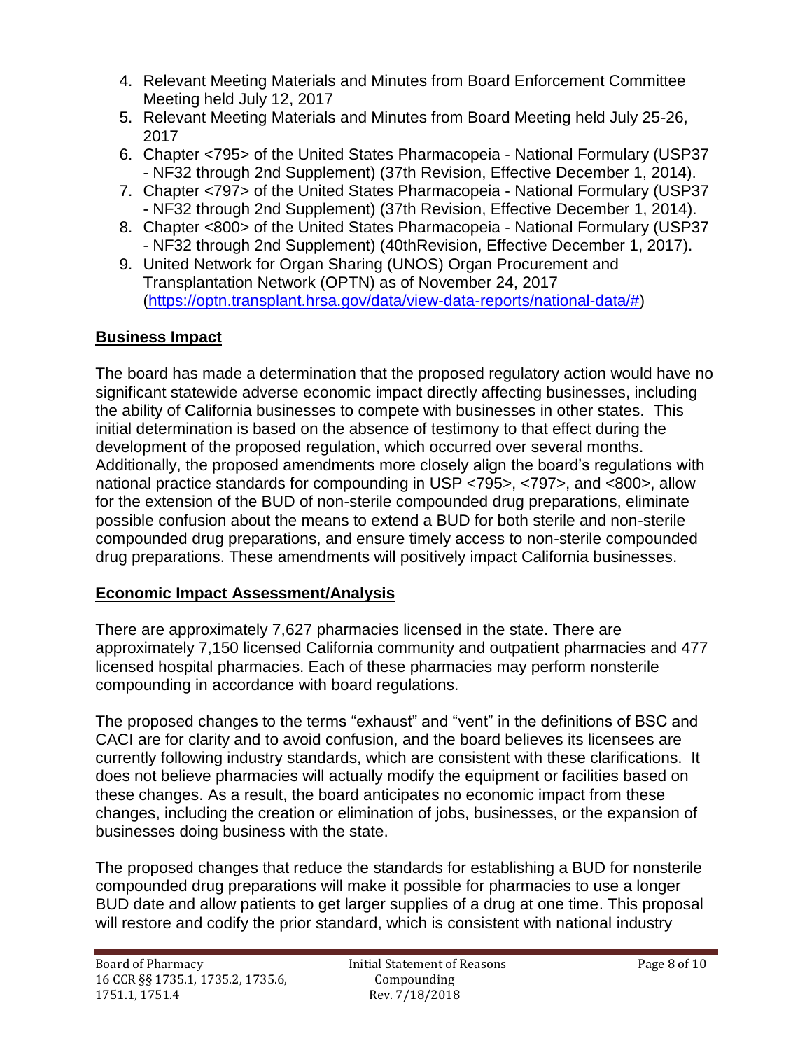4. Relevant Meeting Materials and Minutes from Board Enforcement Committee Meeting held July 12, 2017
5. Relevant Meeting Materials and Minutes from Board Meeting held July 25-26, 2017
6. Chapter <795> of the United States Pharmacopeia - National Formulary (USP37 - NF32 through 2nd Supplement) (37th Revision, Effective December 1, 2014).
7. Chapter <797> of the United States Pharmacopeia - National Formulary (USP37 - NF32 through 2nd Supplement) (37th Revision, Effective December 1, 2014).
8. Chapter <800> of the United States Pharmacopeia - National Formulary (USP37 - NF32 through 2nd Supplement) (40thRevision, Effective December 1, 2017).
9. United Network for Organ Sharing (UNOS) Organ Procurement and Transplantation Network (OPTN) as of November 24, 2017 (https://optn.transplant.hrsa.gov/data/view-data-reports/national-data/#)

## Business Impact

The board has made a determination that the proposed regulatory action would have no significant statewide adverse economic impact directly affecting businesses, including the ability of California businesses to compete with businesses in other states. This initial determination is based on the absence of testimony to that effect during the development of the proposed regulation, which occurred over several months. Additionally, the proposed amendments more closely align the board's regulations with national practice standards for compounding in USP <795>, <797>, and <800>, allow for the extension of the BUD of non-sterile compounded drug preparations, eliminate possible confusion about the means to extend a BUD for both sterile and non-sterile compounded drug preparations, and ensure timely access to non-sterile compounded drug preparations. These amendments will positively impact California businesses.

## Economic Impact Assessment/Analysis

There are approximately 7,627 pharmacies licensed in the state. There are approximately 7,150 licensed California community and outpatient pharmacies and 477 licensed hospital pharmacies. Each of these pharmacies may perform nonsterile compounding in accordance with board regulations.

The proposed changes to the terms "exhaust" and "vent" in the definitions of BSC and CACI are for clarity and to avoid confusion, and the board believes its licensees are currently following industry standards, which are consistent with these clarifications. It does not believe pharmacies will actually modify the equipment or facilities based on these changes. As a result, the board anticipates no economic impact from these changes, including the creation or elimination of jobs, businesses, or the expansion of businesses doing business with the state.

The proposed changes that reduce the standards for establishing a BUD for nonsterile compounded drug preparations will make it possible for pharmacies to use a longer BUD date and allow patients to get larger supplies of a drug at one time. This proposal will restore and codify the prior standard, which is consistent with national industry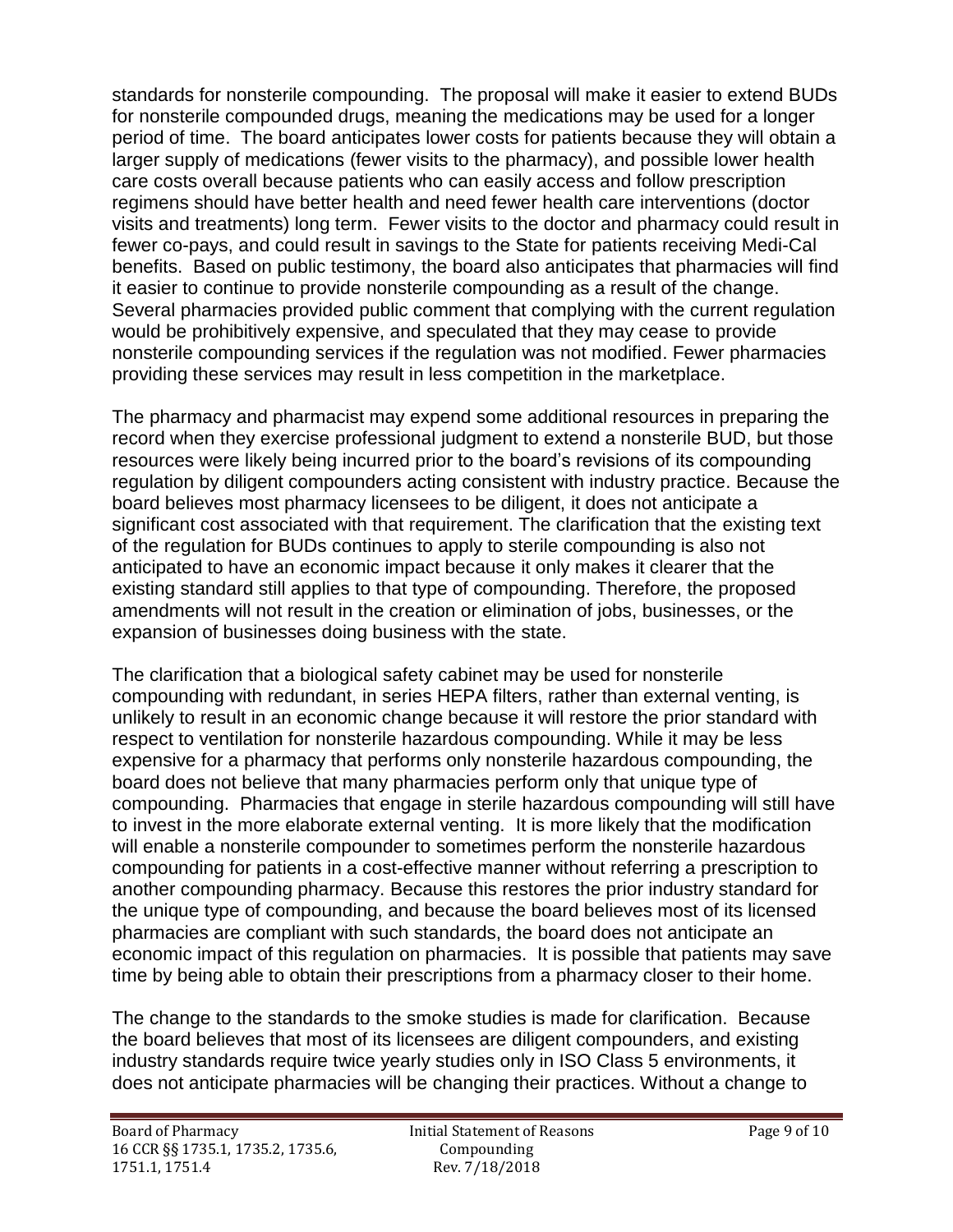standards for nonsterile compounding. The proposal will make it easier to extend BUDs for nonsterile compounded drugs, meaning the medications may be used for a longer period of time. The board anticipates lower costs for patients because they will obtain a larger supply of medications (fewer visits to the pharmacy), and possible lower health care costs overall because patients who can easily access and follow prescription regimens should have better health and need fewer health care interventions (doctor visits and treatments) long term. Fewer visits to the doctor and pharmacy could result in fewer co-pays, and could result in savings to the State for patients receiving Medi-Cal benefits. Based on public testimony, the board also anticipates that pharmacies will find it easier to continue to provide nonsterile compounding as a result of the change. Several pharmacies provided public comment that complying with the current regulation would be prohibitively expensive, and speculated that they may cease to provide nonsterile compounding services if the regulation was not modified. Fewer pharmacies providing these services may result in less competition in the marketplace.

The pharmacy and pharmacist may expend some additional resources in preparing the record when they exercise professional judgment to extend a nonsterile BUD, but those resources were likely being incurred prior to the board's revisions of its compounding regulation by diligent compounders acting consistent with industry practice. Because the board believes most pharmacy licensees to be diligent, it does not anticipate a significant cost associated with that requirement. The clarification that the existing text of the regulation for BUDs continues to apply to sterile compounding is also not anticipated to have an economic impact because it only makes it clearer that the existing standard still applies to that type of compounding. Therefore, the proposed amendments will not result in the creation or elimination of jobs, businesses, or the expansion of businesses doing business with the state.

The clarification that a biological safety cabinet may be used for nonsterile compounding with redundant, in series HEPA filters, rather than external venting, is unlikely to result in an economic change because it will restore the prior standard with respect to ventilation for nonsterile hazardous compounding. While it may be less expensive for a pharmacy that performs only nonsterile hazardous compounding, the board does not believe that many pharmacies perform only that unique type of compounding. Pharmacies that engage in sterile hazardous compounding will still have to invest in the more elaborate external venting. It is more likely that the modification will enable a nonsterile compounder to sometimes perform the nonsterile hazardous compounding for patients in a cost-effective manner without referring a prescription to another compounding pharmacy. Because this restores the prior industry standard for the unique type of compounding, and because the board believes most of its licensed pharmacies are compliant with such standards, the board does not anticipate an economic impact of this regulation on pharmacies. It is possible that patients may save time by being able to obtain their prescriptions from a pharmacy closer to their home.

The change to the standards to the smoke studies is made for clarification. Because the board believes that most of its licensees are diligent compounders, and existing industry standards require twice yearly studies only in ISO Class 5 environments, it does not anticipate pharmacies will be changing their practices. Without a change to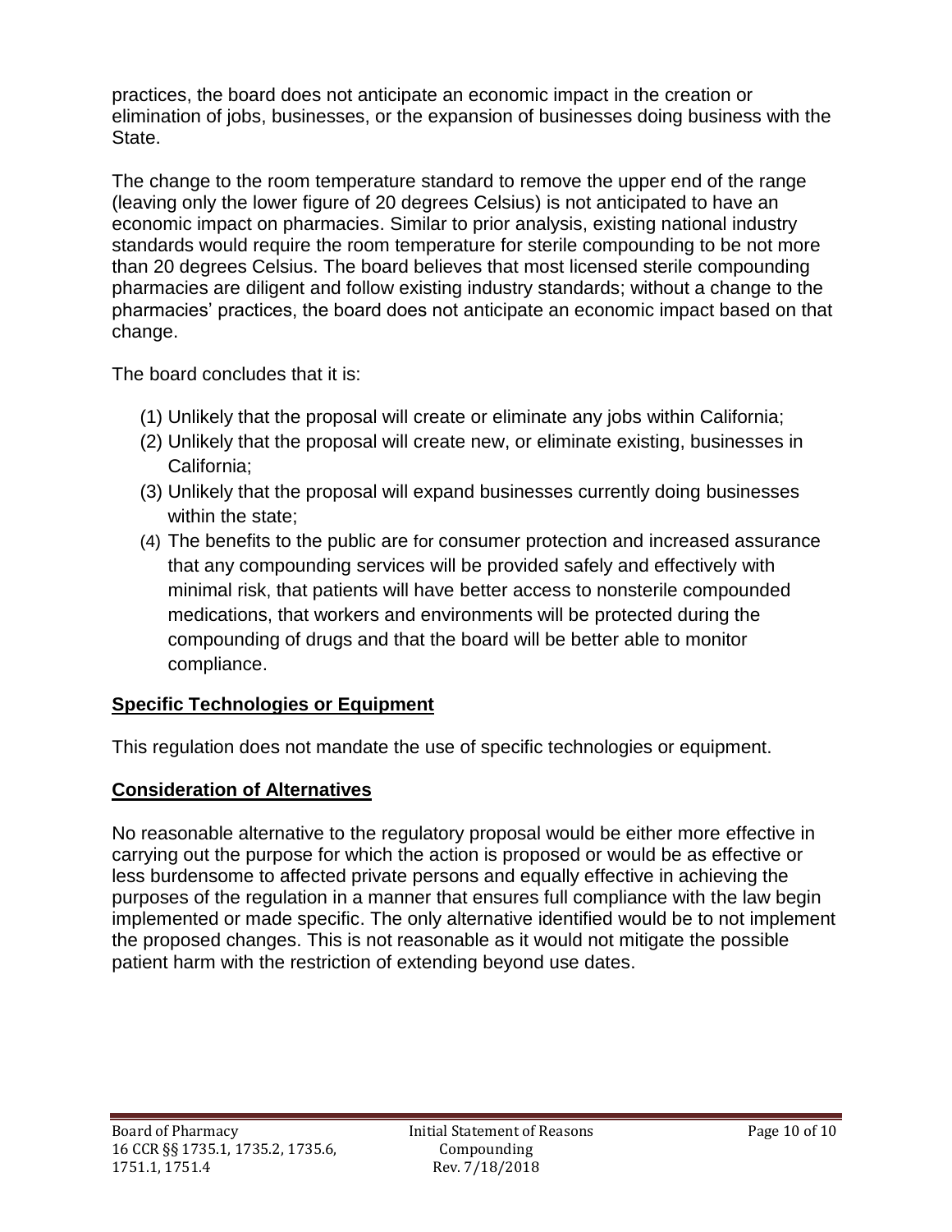practices, the board does not anticipate an economic impact in the creation or elimination of jobs, businesses, or the expansion of businesses doing business with the State.

The change to the room temperature standard to remove the upper end of the range (leaving only the lower figure of 20 degrees Celsius) is not anticipated to have an economic impact on pharmacies. Similar to prior analysis, existing national industry standards would require the room temperature for sterile compounding to be not more than 20 degrees Celsius. The board believes that most licensed sterile compounding pharmacies are diligent and follow existing industry standards; without a change to the pharmacies' practices, the board does not anticipate an economic impact based on that change.

The board concludes that it is:

(1) Unlikely that the proposal will create or eliminate any jobs within California;
(2) Unlikely that the proposal will create new, or eliminate existing, businesses in California;
(3) Unlikely that the proposal will expand businesses currently doing businesses within the state;
(4) The benefits to the public are for consumer protection and increased assurance that any compounding services will be provided safely and effectively with minimal risk, that patients will have better access to nonsterile compounded medications, that workers and environments will be protected during the compounding of drugs and that the board will be better able to monitor compliance.

## Specific Technologies or Equipment

This regulation does not mandate the use of specific technologies or equipment.

## Consideration of Alternatives

No reasonable alternative to the regulatory proposal would be either more effective in carrying out the purpose for which the action is proposed or would be as effective or less burdensome to affected private persons and equally effective in achieving the purposes of the regulation in a manner that ensures full compliance with the law begin implemented or made specific. The only alternative identified would be to not implement the proposed changes. This is not reasonable as it would not mitigate the possible patient harm with the restriction of extending beyond use dates.